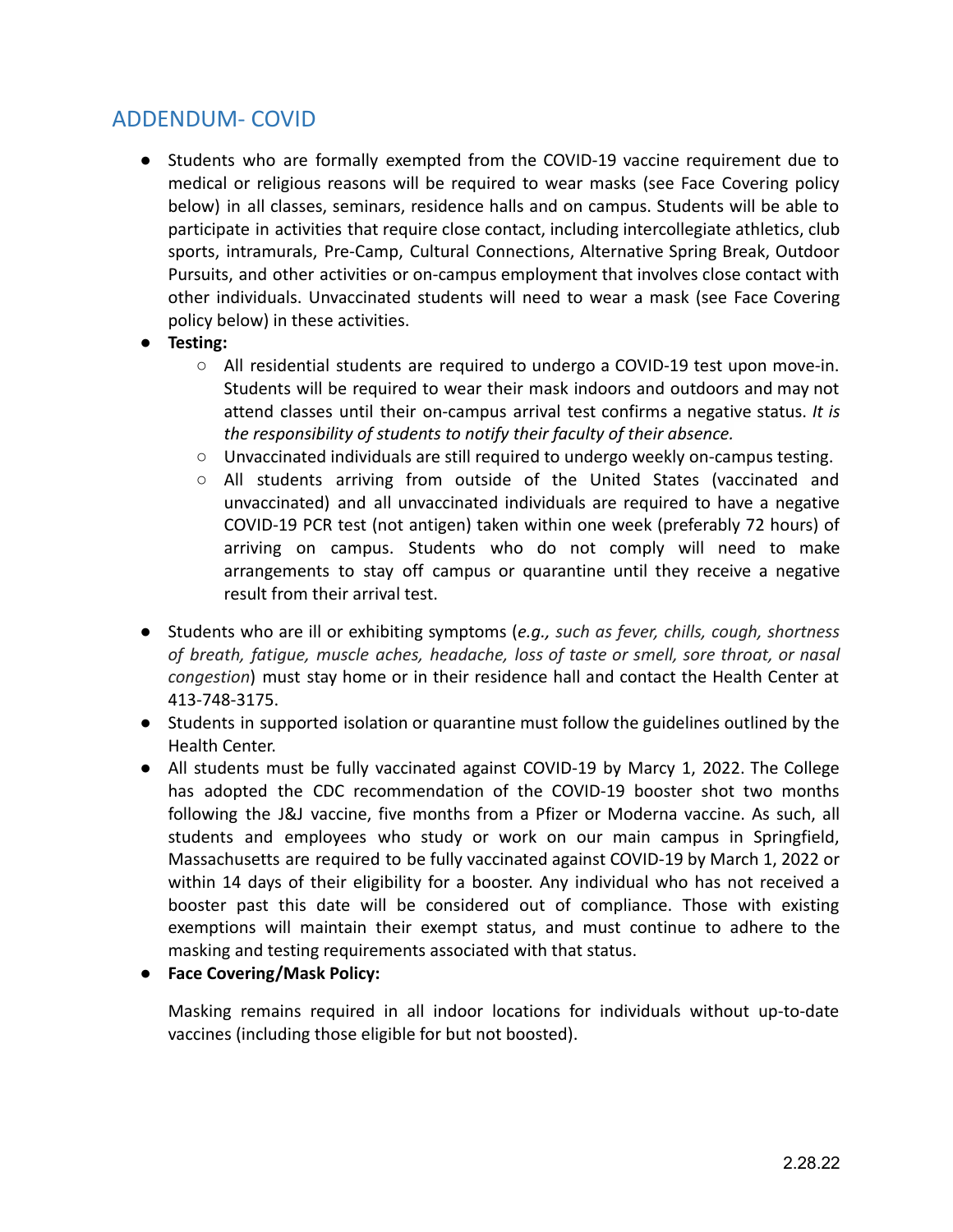## ADDENDUM- COVID

- Students who are formally exempted from the COVID-19 vaccine requirement due to medical or religious reasons will be required to wear masks (see Face Covering policy below) in all classes, seminars, residence halls and on campus. Students will be able to participate in activities that require close contact, including intercollegiate athletics, club sports, intramurals, Pre-Camp, Cultural Connections, Alternative Spring Break, Outdoor Pursuits, and other activities or on-campus employment that involves close contact with other individuals. Unvaccinated students will need to wear a mask (see Face Covering policy below) in these activities.
- **Testing:**
  - All residential students are required to undergo a COVID-19 test upon move-in. Students will be required to wear their mask indoors and outdoors and may not attend classes until their on-campus arrival test confirms a negative status. *It is the responsibility of students to notify their faculty of their absence.*
  - Unvaccinated individuals are still required to undergo weekly on-campus testing.
  - All students arriving from outside of the United States (vaccinated and unvaccinated) and all unvaccinated individuals are required to have a negative COVID-19 PCR test (not antigen) taken within one week (preferably 72 hours) of arriving on campus. Students who do not comply will need to make arrangements to stay off campus or quarantine until they receive a negative result from their arrival test.
- Students who are ill or exhibiting symptoms (*e.g., such as fever, chills, cough, shortness of breath, fatigue, muscle aches, headache, loss of taste or smell, sore throat, or nasal congestion*) must stay home or in their residence hall and contact the Health Center at 413-748-3175.
- Students in supported isolation or quarantine must follow the guidelines outlined by the Health Center.
- All students must be fully vaccinated against COVID-19 by Marcy 1, 2022. The College has adopted the CDC recommendation of the COVID-19 booster shot two months following the J&J vaccine, five months from a Pfizer or Moderna vaccine. As such, all students and employees who study or work on our main campus in Springfield, Massachusetts are required to be fully vaccinated against COVID-19 by March 1, 2022 or within 14 days of their eligibility for a booster. Any individual who has not received a booster past this date will be considered out of compliance. Those with existing exemptions will maintain their exempt status, and must continue to adhere to the masking and testing requirements associated with that status.
- **Face Covering/Mask Policy:**

  Masking remains required in all indoor locations for individuals without up-to-date vaccines (including those eligible for but not boosted).

2.28.22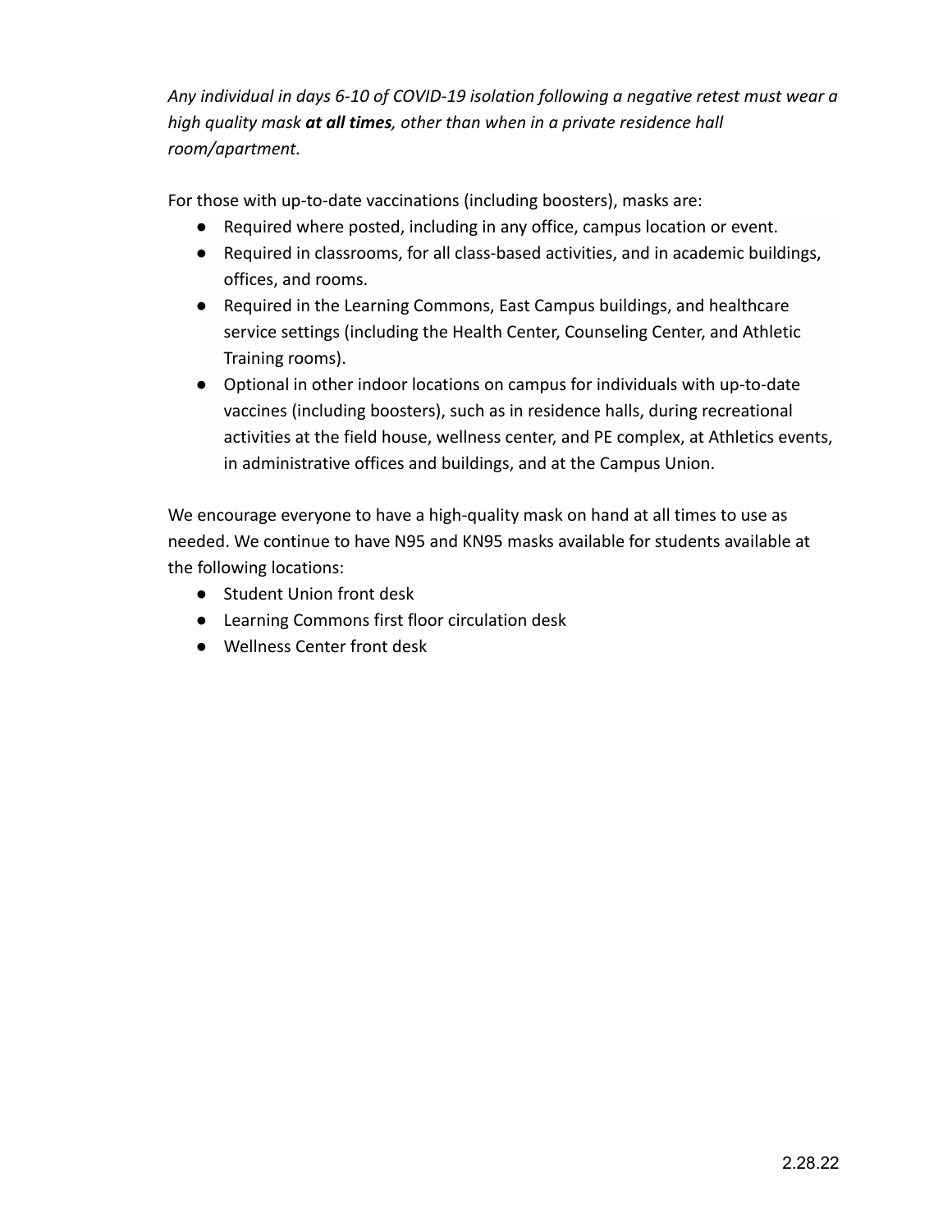*Any individual in days 6-10 of COVID-19 isolation following a negative retest must wear a high quality mask **at all times**, other than when in a private residence hall room/apartment.*

For those with up-to-date vaccinations (including boosters), masks are:

- Required where posted, including in any office, campus location or event.
- Required in classrooms, for all class-based activities, and in academic buildings, offices, and rooms.
- Required in the Learning Commons, East Campus buildings, and healthcare service settings (including the Health Center, Counseling Center, and Athletic Training rooms).
- Optional in other indoor locations on campus for individuals with up-to-date vaccines (including boosters), such as in residence halls, during recreational activities at the field house, wellness center, and PE complex, at Athletics events, in administrative offices and buildings, and at the Campus Union.

We encourage everyone to have a high-quality mask on hand at all times to use as needed. We continue to have N95 and KN95 masks available for students available at the following locations:

- Student Union front desk
- Learning Commons first floor circulation desk
- Wellness Center front desk

2.28.22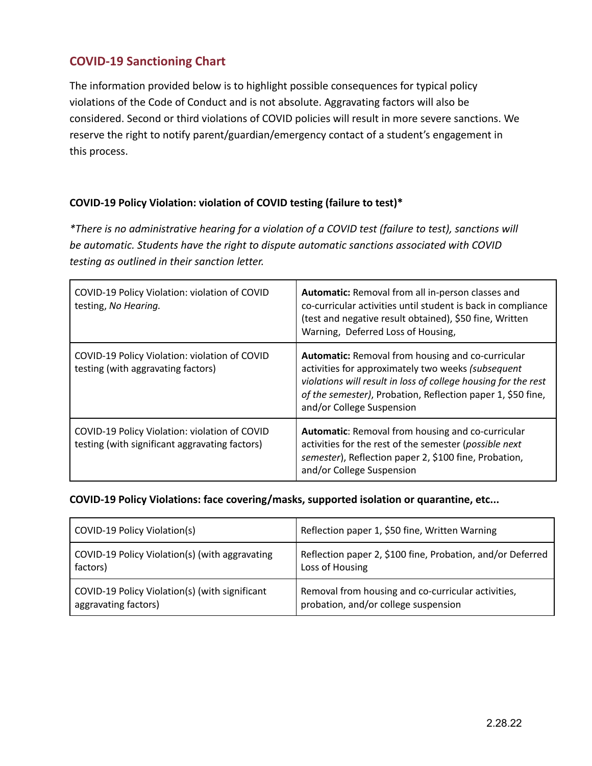## COVID-19 Sanctioning Chart

The information provided below is to highlight possible consequences for typical policy violations of the Code of Conduct and is not absolute. Aggravating factors will also be considered. Second or third violations of COVID policies will result in more severe sanctions. We reserve the right to notify parent/guardian/emergency contact of a student's engagement in this process.

**COVID-19 Policy Violation: violation of COVID testing (failure to test)***

**There is no administrative hearing for a violation of a COVID test (failure to test), sanctions will be automatic. Students have the right to dispute automatic sanctions associated with COVID testing as outlined in their sanction letter.*

| | |
|---|---|
| COVID-19 Policy Violation: violation of COVID testing, *No Hearing.* | **Automatic:** Removal from all in-person classes and co-curricular activities until student is back in compliance (test and negative result obtained), $50 fine, Written Warning, Deferred Loss of Housing, |
| COVID-19 Policy Violation: violation of COVID testing (with aggravating factors) | **Automatic:** Removal from housing and co-curricular activities for approximately two weeks *(subsequent violations will result in loss of college housing for the rest of the semester)*, Probation, Reflection paper 1, $50 fine, and/or College Suspension |
| COVID-19 Policy Violation: violation of COVID testing (with significant aggravating factors) | **Automatic**: Removal from housing and co-curricular activities for the rest of the semester (*possible next semester*), Reflection paper 2, $100 fine, Probation, and/or College Suspension |

**COVID-19 Policy Violations: face covering/masks, supported isolation or quarantine, etc...**

| | |
|---|---|
| COVID-19 Policy Violation(s) | Reflection paper 1, $50 fine, Written Warning |
| COVID-19 Policy Violation(s) (with aggravating factors) | Reflection paper 2, $100 fine, Probation, and/or Deferred Loss of Housing |
| COVID-19 Policy Violation(s) (with significant aggravating factors) | Removal from housing and co-curricular activities, probation, and/or college suspension |

2.28.22